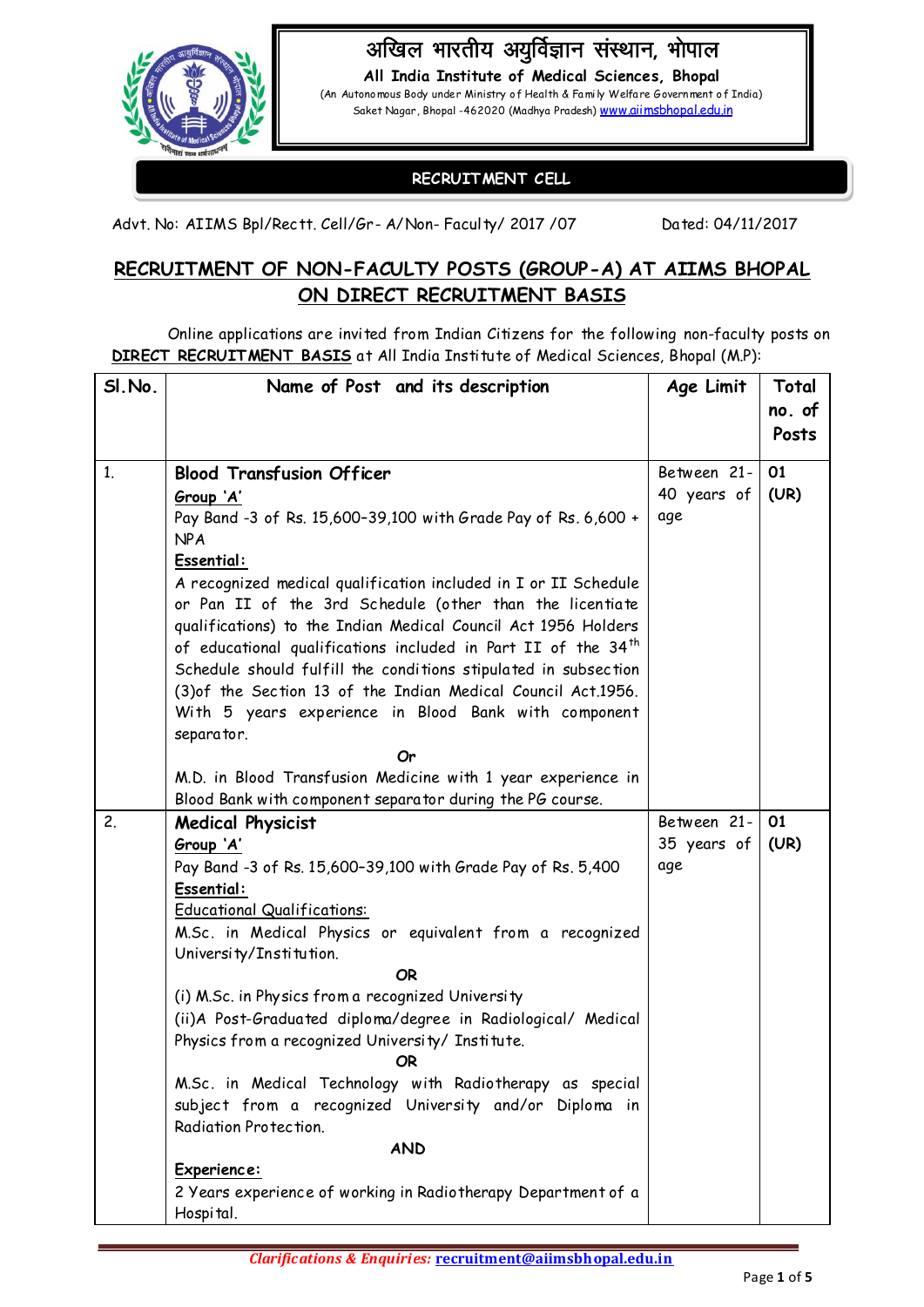# अखिल भारतीय आयुर्विज्ञान संस्थान, भोपाल

**All India Institute of Medical Sciences, Bhopal**

(An Autonomous Body under Ministry of Health & Family Welfare Government of India)
Saket Nagar, Bhopal -462020 (Madhya Pradesh) www.aiimsbhopal.edu.in

**RECRUITMENT CELL**

Advt. No: AIIMS Bpl/Rectt. Cell/Gr- A/Non- Faculty/ 2017 /07 Dated: 04/11/2017

## RECRUITMENT OF NON-FACULTY POSTS (GROUP-A) AT AIIMS BHOPAL ON DIRECT RECRUITMENT BASIS

Online applications are invited from Indian Citizens for the following non-faculty posts on **DIRECT RECRUITMENT BASIS** at All India Institute of Medical Sciences, Bhopal (M.P):

| Sl.No. | Name of Post and its description | Age Limit | Total no. of Posts |
|---|---|---|---|
| 1. | **Blood Transfusion Officer**<br>**Group 'A'**<br>Pay Band -3 of Rs. 15,600-39,100 with Grade Pay of Rs. 6,600 + NPA<br>**Essential:**<br>A recognized medical qualification included in I or II Schedule or Pan II of the 3rd Schedule (other than the licentiate qualifications) to the Indian Medical Council Act 1956 Holders of educational qualifications included in Part II of the 34th Schedule should fulfill the conditions stipulated in subsection (3)of the Section 13 of the Indian Medical Council Act.1956. With 5 years experience in Blood Bank with component separator.<br>*Or*<br>M.D. in Blood Transfusion Medicine with 1 year experience in Blood Bank with component separator during the PG course. | Between 21-40 years of age | 01 (UR) |
| 2. | **Medical Physicist**<br>**Group 'A'**<br>Pay Band -3 of Rs. 15,600-39,100 with Grade Pay of Rs. 5,400<br>**Essential:**<br>Educational Qualifications:<br>M.Sc. in Medical Physics or equivalent from a recognized University/Institution.<br>**OR**<br>(i) M.Sc. in Physics from a recognized University<br>(ii)A Post-Graduated diploma/degree in Radiological/ Medical Physics from a recognized University/ Institute.<br>**OR**<br>M.Sc. in Medical Technology with Radiotherapy as special subject from a recognized University and/or Diploma in Radiation Protection.<br>**AND**<br>**Experience:**<br>2 Years experience of working in Radiotherapy Department of a Hospital. | Between 21-35 years of age | 01 (UR) |

*Clarifications & Enquiries:* **recruitment@aiimsbhopal.edu.in**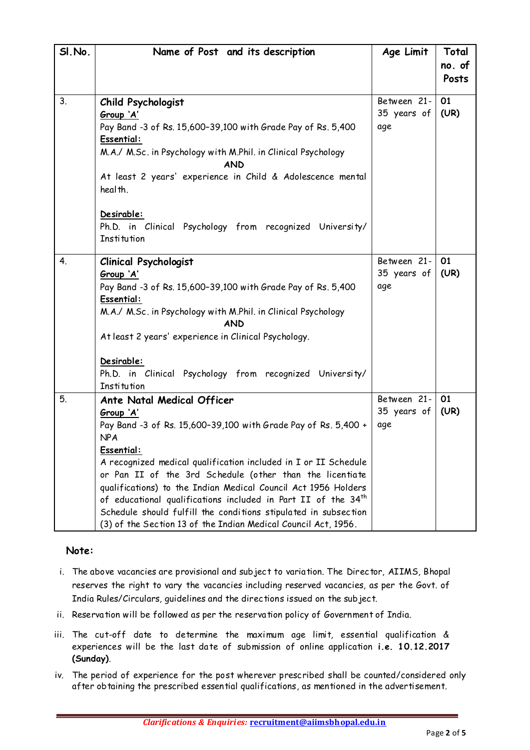| Sl.No. | Name of Post and its description | Age Limit | Total no. of Posts |
|---|---|---|---|
| 3. | **Child Psychologist**<br>**Group 'A'**<br>Pay Band -3 of Rs. 15,600–39,100 with Grade Pay of Rs. 5,400<br>**Essential:**<br>M.A./ M.Sc. in Psychology with M.Phil. in Clinical Psychology<br>**AND**<br>At least 2 years' experience in Child & Adolescence mental health.<br><br>**Desirable:**<br>Ph.D. in Clinical Psychology from recognized University/ Institution | Between 21-35 years of age | 01 (UR) |
| 4. | **Clinical Psychologist**<br>**Group 'A'**<br>Pay Band -3 of Rs. 15,600–39,100 with Grade Pay of Rs. 5,400<br>**Essential:**<br>M.A./ M.Sc. in Psychology with M.Phil. in Clinical Psychology<br>**AND**<br>At least 2 years' experience in Clinical Psychology.<br><br>**Desirable:**<br>Ph.D. in Clinical Psychology from recognized University/ Institution | Between 21-35 years of age | 01 (UR) |
| 5. | **Ante Natal Medical Officer**<br>**Group 'A'**<br>Pay Band -3 of Rs. 15,600–39,100 with Grade Pay of Rs. 5,400 + NPA<br>**Essential:**<br>A recognized medical qualification included in I or II Schedule or Pan II of the 3rd Schedule (other than the licentiate qualifications) to the Indian Medical Council Act 1956 Holders of educational qualifications included in Part II of the 34th Schedule should fulfill the conditions stipulated in subsection (3) of the Section 13 of the Indian Medical Council Act, 1956. | Between 21-35 years of age | 01 (UR) |

**Note:**

i. The above vacancies are provisional and subject to variation. The Director, AIIMS, Bhopal reserves the right to vary the vacancies including reserved vacancies, as per the Govt. of India Rules/Circulars, guidelines and the directions issued on the subject.

ii. Reservation will be followed as per the reservation policy of Government of India.

iii. The cut-off date to determine the maximum age limit, essential qualification & experiences will be the last date of submission of online application **i.e. 10.12.2017 (Sunday)**.

iv. The period of experience for the post wherever prescribed shall be counted/considered only after obtaining the prescribed essential qualifications, as mentioned in the advertisement.

*Clarifications & Enquiries:* **recruitment@aiimsbhopal.edu.in**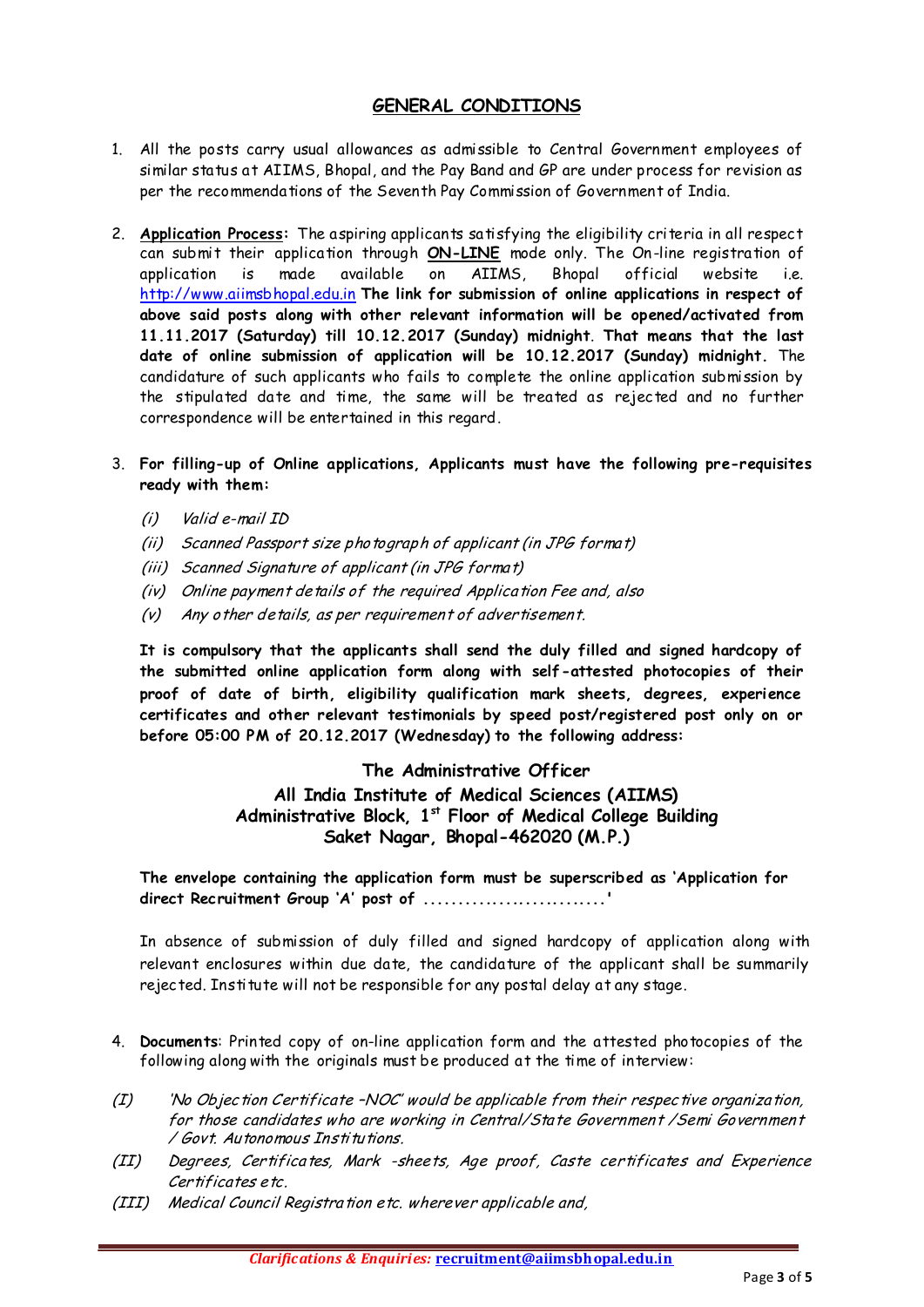## GENERAL CONDITIONS

1. All the posts carry usual allowances as admissible to Central Government employees of similar status at AIIMS, Bhopal, and the Pay Band and GP are under process for revision as per the recommendations of the Seventh Pay Commission of Government of India.

2. **Application Process:** The aspiring applicants satisfying the eligibility criteria in all respect can submit their application through **ON-LINE** mode only. The On-line registration of application is made available on AIIMS, Bhopal official website i.e. http://www.aiimsbhopal.edu.in **The link for submission of online applications in respect of above said posts along with other relevant information will be opened/activated from 11.11.2017 (Saturday) till 10.12.2017 (Sunday) midnight. That means that the last date of online submission of application will be 10.12.2017 (Sunday) midnight.** The candidature of such applicants who fails to complete the online application submission by the stipulated date and time, the same will be treated as rejected and no further correspondence will be entertained in this regard.

3. **For filling-up of Online applications, Applicants must have the following pre-requisites ready with them:**

   *(i) Valid e-mail ID*
   *(ii) Scanned Passport size photograph of applicant (in JPG format)*
   *(iii) Scanned Signature of applicant (in JPG format)*
   *(iv) Online payment details of the required Application Fee and, also*
   *(v) Any other details, as per requirement of advertisement.*

   **It is compulsory that the applicants shall send the duly filled and signed hardcopy of the submitted online application form along with self-attested photocopies of their proof of date of birth, eligibility qualification mark sheets, degrees, experience certificates and other relevant testimonials by speed post/registered post only on or before 05:00 PM of 20.12.2017 (Wednesday) to the following address:**

   **The Administrative Officer**
   **All India Institute of Medical Sciences (AIIMS)**
   **Administrative Block, 1st Floor of Medical College Building**
   **Saket Nagar, Bhopal-462020 (M.P.)**

   **The envelope containing the application form must be superscribed as 'Application for direct Recruitment Group 'A' post of ...........................'**

   In absence of submission of duly filled and signed hardcopy of application along with relevant enclosures within due date, the candidature of the applicant shall be summarily rejected. Institute will not be responsible for any postal delay at any stage.

4. **Documents**: Printed copy of on-line application form and the attested photocopies of the following along with the originals must be produced at the time of interview:

   *(I) 'No Objection Certificate –NOC' would be applicable from their respective organization, for those candidates who are working in Central/State Government /Semi Government / Govt. Autonomous Institutions.*
   *(II) Degrees, Certificates, Mark -sheets, Age proof, Caste certificates and Experience Certificates etc.*
   *(III) Medical Council Registration etc. wherever applicable and,*

*Clarifications & Enquiries:* **recruitment@aiimsbhopal.edu.in**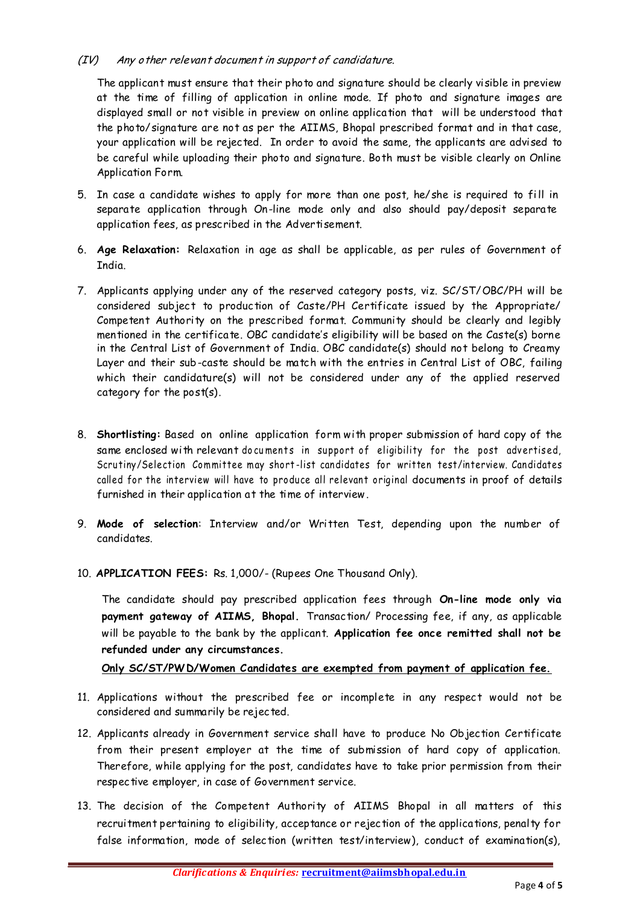*(IV) Any other relevant document in support of candidature.*

The applicant must ensure that their photo and signature should be clearly visible in preview at the time of filling of application in online mode. If photo and signature images are displayed small or not visible in preview on online application that will be understood that the photo/signature are not as per the AIIMS, Bhopal prescribed format and in that case, your application will be rejected. In order to avoid the same, the applicants are advised to be careful while uploading their photo and signature. Both must be visible clearly on Online Application Form.

5. In case a candidate wishes to apply for more than one post, he/she is required to fill in separate application through On-line mode only and also should pay/deposit separate application fees, as prescribed in the Advertisement.

6. **Age Relaxation:** Relaxation in age as shall be applicable, as per rules of Government of India.

7. Applicants applying under any of the reserved category posts, viz. SC/ST/OBC/PH will be considered subject to production of Caste/PH Certificate issued by the Appropriate/ Competent Authority on the prescribed format. Community should be clearly and legibly mentioned in the certificate. OBC candidate's eligibility will be based on the Caste(s) borne in the Central List of Government of India. OBC candidate(s) should not belong to Creamy Layer and their sub-caste should be match with the entries in Central List of OBC, failing which their candidature(s) will not be considered under any of the applied reserved category for the post(s).

8. **Shortlisting:** Based on online application form with proper submission of hard copy of the same enclosed with relevant documents in support of eligibility for the post advertised, Scrutiny/Selection Committee may short-list candidates for written test/interview. Candidates called for the interview will have to produce all relevant original documents in proof of details furnished in their application at the time of interview.

9. **Mode of selection**: Interview and/or Written Test, depending upon the number of candidates.

10. **APPLICATION FEES:** Rs. 1,000/- (Rupees One Thousand Only).

    The candidate should pay prescribed application fees through **On-line mode only via payment gateway of AIIMS, Bhopal.** Transaction/ Processing fee, if any, as applicable will be payable to the bank by the applicant. **Application fee once remitted shall not be refunded under any circumstances.**

    **Only SC/ST/PWD/Women Candidates are exempted from payment of application fee.**

11. Applications without the prescribed fee or incomplete in any respect would not be considered and summarily be rejected.

12. Applicants already in Government service shall have to produce No Objection Certificate from their present employer at the time of submission of hard copy of application. Therefore, while applying for the post, candidates have to take prior permission from their respective employer, in case of Government service.

13. The decision of the Competent Authority of AIIMS Bhopal in all matters of this recruitment pertaining to eligibility, acceptance or rejection of the applications, penalty for false information, mode of selection (written test/interview), conduct of examination(s),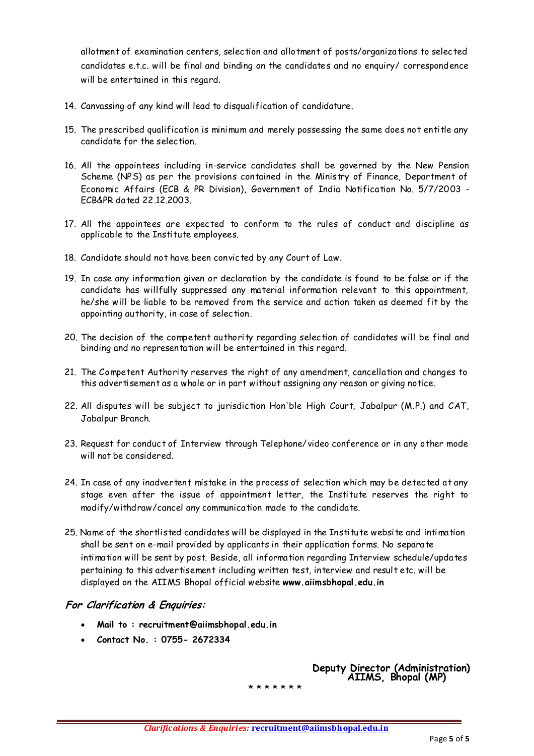allotment of examination centers, selection and allotment of posts/organizations to selected candidates e.t.c. will be final and binding on the candidates and no enquiry/ correspondence will be entertained in this regard.

14. Canvassing of any kind will lead to disqualification of candidature.

15. The prescribed qualification is minimum and merely possessing the same does not entitle any candidate for the selection.

16. All the appointees including in-service candidates shall be governed by the New Pension Scheme (NPS) as per the provisions contained in the Ministry of Finance, Department of Economic Affairs (ECB & PR Division), Government of India Notification No. 5/7/2003 - ECB&PR dated 22.12.2003.

17. All the appointees are expected to conform to the rules of conduct and discipline as applicable to the Institute employees.

18. Candidate should not have been convicted by any Court of Law.

19. In case any information given or declaration by the candidate is found to be false or if the candidate has willfully suppressed any material information relevant to this appointment, he/she will be liable to be removed from the service and action taken as deemed fit by the appointing authority, in case of selection.

20. The decision of the competent authority regarding selection of candidates will be final and binding and no representation will be entertained in this regard.

21. The Competent Authority reserves the right of any amendment, cancellation and changes to this advertisement as a whole or in part without assigning any reason or giving notice.

22. All disputes will be subject to jurisdiction Hon'ble High Court, Jabalpur (M.P.) and CAT, Jabalpur Branch.

23. Request for conduct of Interview through Telephone/ video conference or in any other mode will not be considered.

24. In case of any inadvertent mistake in the process of selection which may be detected at any stage even after the issue of appointment letter, the Institute reserves the right to modify/withdraw/cancel any communication made to the candidate.

25. Name of the shortlisted candidates will be displayed in the Institute website and intimation shall be sent on e-mail provided by applicants in their application forms. No separate intimation will be sent by post. Beside, all information regarding Interview schedule/updates pertaining to this advertisement including written test, interview and result etc. will be displayed on the AIIMS Bhopal official website **www.aiimsbhopal.edu.in**

## *For Clarification & Enquiries:*

- **Mail to : recruitment@aiimsbhopal.edu.in**
- **Contact No. : 0755- 2672334**

**Deputy Director (Administration)**
**AIIMS, Bhopal (MP)**

\* \* \* \* \* \* \*